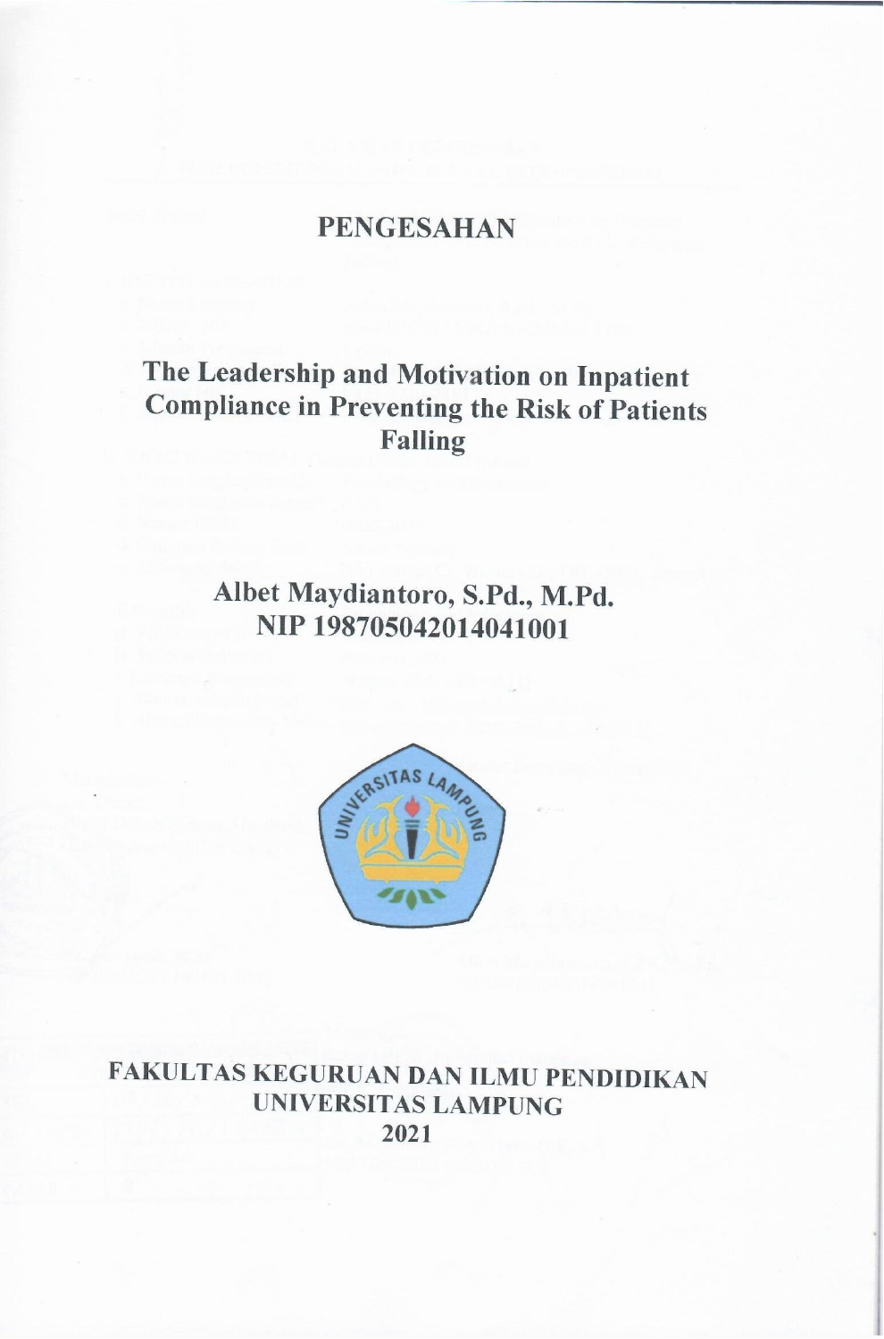# PENGESAHAN

## The Leadership and Motivation on Inpatient Compliance in Preventing the Risk of Patients Falling

**Albet Maydiantoro, S.Pd., M.Pd.**
**NIP 198705042014041001**

**FAKULTAS KEGURUAN DAN ILMU PENDIDIKAN**
**UNIVERSITAS LAMPUNG**
**2021**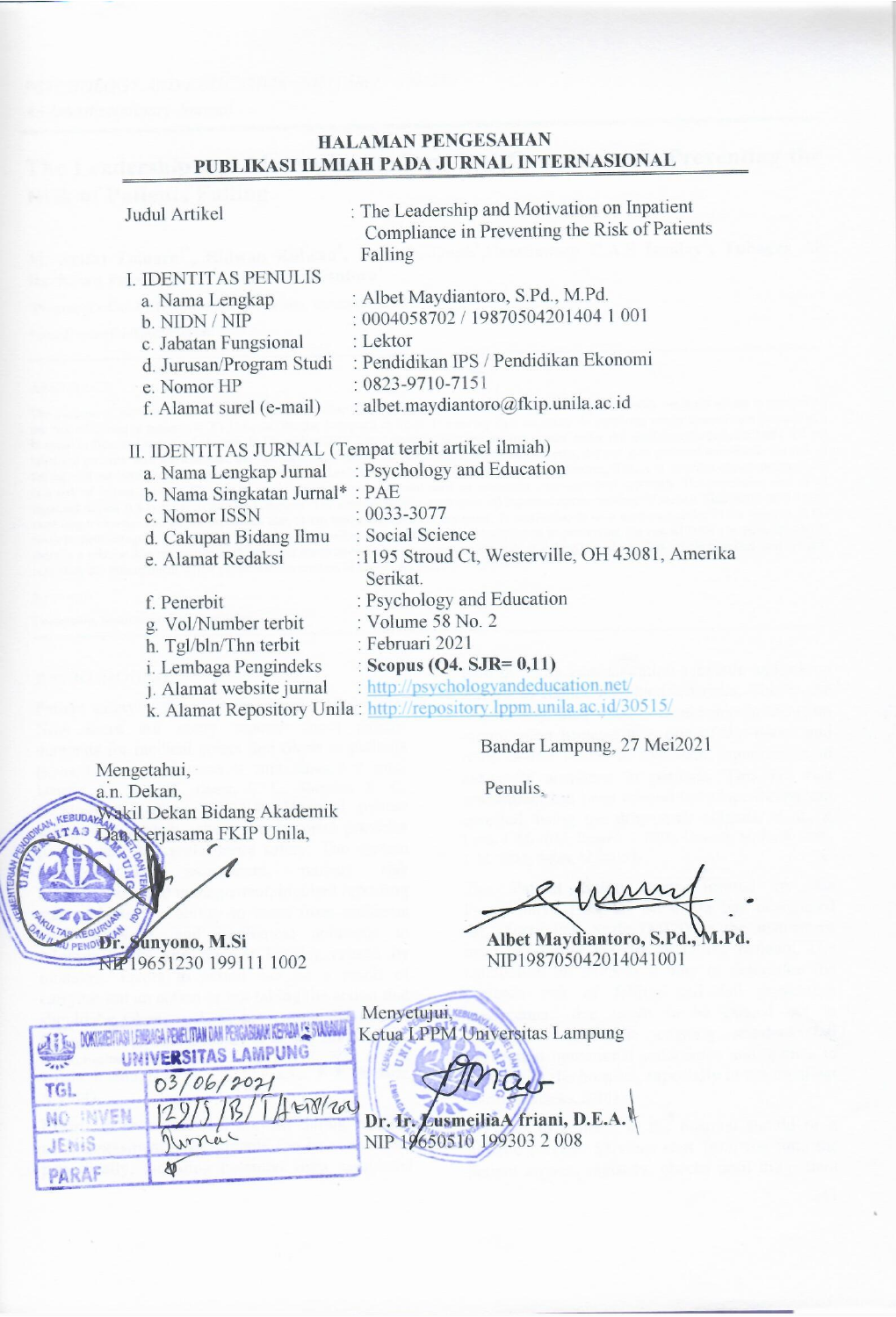# HALAMAN PENGESAHAN
## PUBLIKASI ILMIAH PADA JURNAL INTERNASIONAL

Judul Artikel : The Leadership and Motivation on Inpatient Compliance in Preventing the Risk of Patients Falling

I. IDENTITAS PENULIS

a. Nama Lengkap : Albet Maydiantoro, S.Pd., M.Pd.
b. NIDN / NIP : 0004058702 / 19870504201404 1 001
c. Jabatan Fungsional : Lektor
d. Jurusan/Program Studi : Pendidikan IPS / Pendidikan Ekonomi
e. Nomor HP : 0823-9710-7151
f. Alamat surel (e-mail) : albet.maydiantoro@fkip.unila.ac.id

II. IDENTITAS JURNAL (Tempat terbit artikel ilmiah)

a. Nama Lengkap Jurnal : Psychology and Education
b. Nama Singkatan Jurnal* : PAE
c. Nomor ISSN : 0033-3077
d. Cakupan Bidang Ilmu : Social Science
e. Alamat Redaksi : 1195 Stroud Ct, Westerville, OH 43081, Amerika Serikat.
f. Penerbit : Psychology and Education
g. Vol/Number terbit : Volume 58 No. 2
h. Tgl/bln/Thn terbit : Februari 2021
i. Lembaga Pengindeks : **Scopus (Q4. SJR= 0,11)**
j. Alamat website jurnal : http://psychologyandeducation.net/
k. Alamat Repository Unila : http://repository.lppm.unila.ac.id/30515/

Bandar Lampung, 27 Mei2021

Mengetahui,
a.n. Dekan,
Wakil Dekan Bidang Akademik
Dan Kerjasama FKIP Unila,

**Dr. Sunyono, M.Si**
NIP 19651230 199111 1002

Penulis,

**Albet Maydiantoro, S.Pd., M.Pd.**
NIP198705042014041001

| DOKUMENTASI LEMBAGA PENELITIAN DAN PENGABDIAN KEPADA MASYARAKAT UNIVERSITAS LAMPUNG | |
|---|---|
| TGL | 03/06/2021 |
| NO INVEN | 1295/B/T/H ERR/2021 |
| JENIS | Jurnal |
| PARAF | |

Menyetujui,
Ketua LPPM Universitas Lampung

**Dr. Ir. Lusmeilia Afriani, D.E.A.**
NIP 19650510 199303 2 008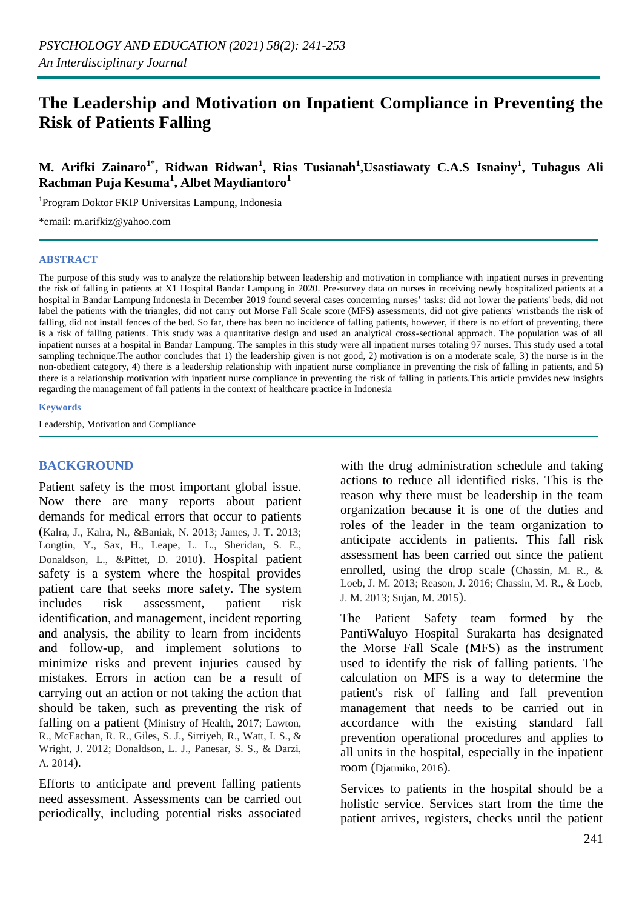# The Leadership and Motivation on Inpatient Compliance in Preventing the Risk of Patients Falling

**M. Arifki Zainaro[1*], Ridwan Ridwan[1], Rias Tusianah[1], Usastiawaty C.A.S Isnainy[1], Tubagus Ali Rachman Puja Kesuma[1], Albet Maydiantoro[1]**

[1]Program Doktor FKIP Universitas Lampung, Indonesia

*email: m.arifkiz@yahoo.com

## ABSTRACT

The purpose of this study was to analyze the relationship between leadership and motivation in compliance with inpatient nurses in preventing the risk of falling in patients at X1 Hospital Bandar Lampung in 2020. Pre-survey data on nurses in receiving newly hospitalized patients at a hospital in Bandar Lampung Indonesia in December 2019 found several cases concerning nurses' tasks: did not lower the patients' beds, did not label the patients with the triangles, did not carry out Morse Fall Scale score (MFS) assessments, did not give patients' wristbands the risk of falling, did not install fences of the bed. So far, there has been no incidence of falling patients, however, if there is no effort of preventing, there is a risk of falling patients. This study was a quantitative design and used an analytical cross-sectional approach. The population was of all inpatient nurses at a hospital in Bandar Lampung. The samples in this study were all inpatient nurses totaling 97 nurses. This study used a total sampling technique.The author concludes that 1) the leadership given is not good, 2) motivation is on a moderate scale, 3) the nurse is in the non-obedient category, 4) there is a leadership relationship with inpatient nurse compliance in preventing the risk of falling in patients, and 5) there is a relationship motivation with inpatient nurse compliance in preventing the risk of falling in patients.This article provides new insights regarding the management of fall patients in the context of healthcare practice in Indonesia

### Keywords

Leadership, Motivation and Compliance

## BACKGROUND

Patient safety is the most important global issue. Now there are many reports about patient demands for medical errors that occur to patients (Kalra, J., Kalra, N., &Baniak, N. 2013; James, J. T. 2013; Longtin, Y., Sax, H., Leape, L. L., Sheridan, S. E., Donaldson, L., &Pittet, D. 2010). Hospital patient safety is a system where the hospital provides patient care that seeks more safety. The system includes risk assessment, patient risk identification, and management, incident reporting and analysis, the ability to learn from incidents and follow-up, and implement solutions to minimize risks and prevent injuries caused by mistakes. Errors in action can be a result of carrying out an action or not taking the action that should be taken, such as preventing the risk of falling on a patient (Ministry of Health, 2017; Lawton, R., McEachan, R. R., Giles, S. J., Sirriyeh, R., Watt, I. S., & Wright, J. 2012; Donaldson, L. J., Panesar, S. S., & Darzi, A. 2014).

Efforts to anticipate and prevent falling patients need assessment. Assessments can be carried out periodically, including potential risks associated with the drug administration schedule and taking actions to reduce all identified risks. This is the reason why there must be leadership in the team organization because it is one of the duties and roles of the leader in the team organization to anticipate accidents in patients. This fall risk assessment has been carried out since the patient enrolled, using the drop scale (Chassin, M. R., & Loeb, J. M. 2013; Reason, J. 2016; Chassin, M. R., & Loeb, J. M. 2013; Sujan, M. 2015).

The Patient Safety team formed by the PantiWaluyo Hospital Surakarta has designated the Morse Fall Scale (MFS) as the instrument used to identify the risk of falling patients. The calculation on MFS is a way to determine the patient's risk of falling and fall prevention management that needs to be carried out in accordance with the existing standard fall prevention operational procedures and applies to all units in the hospital, especially in the inpatient room (Djatmiko, 2016).

Services to patients in the hospital should be a holistic service. Services start from the time the patient arrives, registers, checks until the patient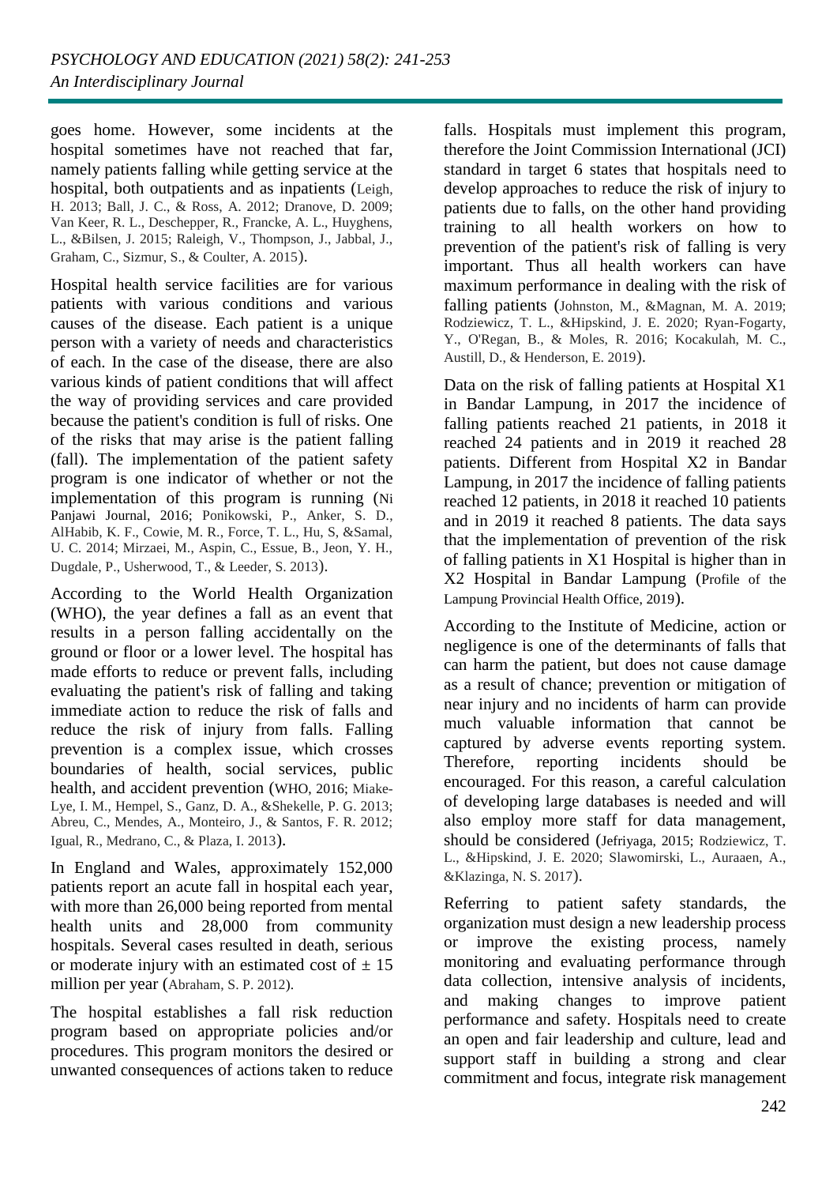goes home. However, some incidents at the hospital sometimes have not reached that far, namely patients falling while getting service at the hospital, both outpatients and as inpatients (Leigh, H. 2013; Ball, J. C., & Ross, A. 2012; Dranove, D. 2009; Van Keer, R. L., Deschepper, R., Francke, A. L., Huyghens, L., &Bilsen, J. 2015; Raleigh, V., Thompson, J., Jabbal, J., Graham, C., Sizmur, S., & Coulter, A. 2015).

Hospital health service facilities are for various patients with various conditions and various causes of the disease. Each patient is a unique person with a variety of needs and characteristics of each. In the case of the disease, there are also various kinds of patient conditions that will affect the way of providing services and care provided because the patient's condition is full of risks. One of the risks that may arise is the patient falling (fall). The implementation of the patient safety program is one indicator of whether or not the implementation of this program is running (Ni Panjawi Journal, 2016; Ponikowski, P., Anker, S. D., AlHabib, K. F., Cowie, M. R., Force, T. L., Hu, S, &Samal, U. C. 2014; Mirzaei, M., Aspin, C., Essue, B., Jeon, Y. H., Dugdale, P., Usherwood, T., & Leeder, S. 2013).

According to the World Health Organization (WHO), the year defines a fall as an event that results in a person falling accidentally on the ground or floor or a lower level. The hospital has made efforts to reduce or prevent falls, including evaluating the patient's risk of falling and taking immediate action to reduce the risk of falls and reduce the risk of injury from falls. Falling prevention is a complex issue, which crosses boundaries of health, social services, public health, and accident prevention (WHO, 2016; Miake-Lye, I. M., Hempel, S., Ganz, D. A., &Shekelle, P. G. 2013; Abreu, C., Mendes, A., Monteiro, J., & Santos, F. R. 2012; Igual, R., Medrano, C., & Plaza, I. 2013).

In England and Wales, approximately 152,000 patients report an acute fall in hospital each year, with more than 26,000 being reported from mental health units and 28,000 from community hospitals. Several cases resulted in death, serious or moderate injury with an estimated cost of ± 15 million per year (Abraham, S. P. 2012).

The hospital establishes a fall risk reduction program based on appropriate policies and/or procedures. This program monitors the desired or unwanted consequences of actions taken to reduce falls. Hospitals must implement this program, therefore the Joint Commission International (JCI) standard in target 6 states that hospitals need to develop approaches to reduce the risk of injury to patients due to falls, on the other hand providing training to all health workers on how to prevention of the patient's risk of falling is very important. Thus all health workers can have maximum performance in dealing with the risk of falling patients (Johnston, M., &Magnan, M. A. 2019; Rodziewicz, T. L., &Hipskind, J. E. 2020; Ryan-Fogarty, Y., O'Regan, B., & Moles, R. 2016; Kocakulah, M. C., Austill, D., & Henderson, E. 2019).

Data on the risk of falling patients at Hospital X1 in Bandar Lampung, in 2017 the incidence of falling patients reached 21 patients, in 2018 it reached 24 patients and in 2019 it reached 28 patients. Different from Hospital X2 in Bandar Lampung, in 2017 the incidence of falling patients reached 12 patients, in 2018 it reached 10 patients and in 2019 it reached 8 patients. The data says that the implementation of prevention of the risk of falling patients in X1 Hospital is higher than in X2 Hospital in Bandar Lampung (Profile of the Lampung Provincial Health Office, 2019).

According to the Institute of Medicine, action or negligence is one of the determinants of falls that can harm the patient, but does not cause damage as a result of chance; prevention or mitigation of near injury and no incidents of harm can provide much valuable information that cannot be captured by adverse events reporting system. Therefore, reporting incidents should be encouraged. For this reason, a careful calculation of developing large databases is needed and will also employ more staff for data management, should be considered (Jefriyaga, 2015; Rodziewicz, T. L., &Hipskind, J. E. 2020; Slawomirski, L., Auraaen, A., &Klazinga, N. S. 2017).

Referring to patient safety standards, the organization must design a new leadership process or improve the existing process, namely monitoring and evaluating performance through data collection, intensive analysis of incidents, and making changes to improve patient performance and safety. Hospitals need to create an open and fair leadership and culture, lead and support staff in building a strong and clear commitment and focus, integrate risk management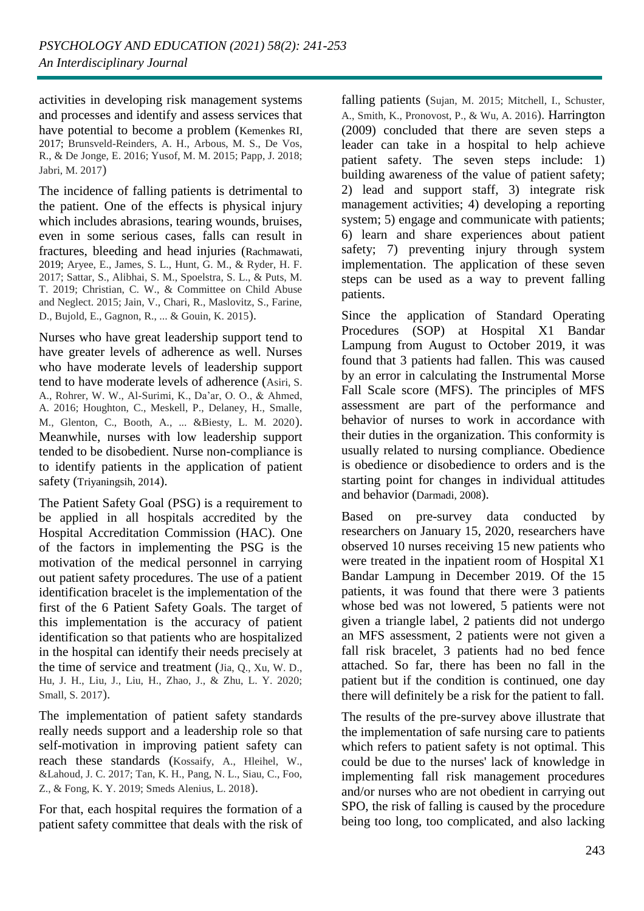activities in developing risk management systems and processes and identify and assess services that have potential to become a problem (Kemenkes RI, 2017; Brunsveld-Reinders, A. H., Arbous, M. S., De Vos, R., & De Jonge, E. 2016; Yusof, M. M. 2015; Papp, J. 2018; Jabri, M. 2017)

The incidence of falling patients is detrimental to the patient. One of the effects is physical injury which includes abrasions, tearing wounds, bruises, even in some serious cases, falls can result in fractures, bleeding and head injuries (Rachmawati, 2019; Aryee, E., James, S. L., Hunt, G. M., & Ryder, H. F. 2017; Sattar, S., Alibhai, S. M., Spoelstra, S. L., & Puts, M. T. 2019; Christian, C. W., & Committee on Child Abuse and Neglect. 2015; Jain, V., Chari, R., Maslovitz, S., Farine, D., Bujold, E., Gagnon, R., ... & Gouin, K. 2015).

Nurses who have great leadership support tend to have greater levels of adherence as well. Nurses who have moderate levels of leadership support tend to have moderate levels of adherence (Asiri, S. A., Rohrer, W. W., Al-Surimi, K., Da'ar, O. O., & Ahmed, A. 2016; Houghton, C., Meskell, P., Delaney, H., Smalle, M., Glenton, C., Booth, A., ... &Biesty, L. M. 2020). Meanwhile, nurses with low leadership support tended to be disobedient. Nurse non-compliance is to identify patients in the application of patient safety (Triyaningsih, 2014).

The Patient Safety Goal (PSG) is a requirement to be applied in all hospitals accredited by the Hospital Accreditation Commission (HAC). One of the factors in implementing the PSG is the motivation of the medical personnel in carrying out patient safety procedures. The use of a patient identification bracelet is the implementation of the first of the 6 Patient Safety Goals. The target of this implementation is the accuracy of patient identification so that patients who are hospitalized in the hospital can identify their needs precisely at the time of service and treatment (Jia, Q., Xu, W. D., Hu, J. H., Liu, J., Liu, H., Zhao, J., & Zhu, L. Y. 2020; Small, S. 2017).

The implementation of patient safety standards really needs support and a leadership role so that self-motivation in improving patient safety can reach these standards (Kossaify, A., Hleihel, W., &Lahoud, J. C. 2017; Tan, K. H., Pang, N. L., Siau, C., Foo, Z., & Fong, K. Y. 2019; Smeds Alenius, L. 2018).

For that, each hospital requires the formation of a patient safety committee that deals with the risk of falling patients (Sujan, M. 2015; Mitchell, I., Schuster, A., Smith, K., Pronovost, P., & Wu, A. 2016). Harrington (2009) concluded that there are seven steps a leader can take in a hospital to help achieve patient safety. The seven steps include: 1) building awareness of the value of patient safety; 2) lead and support staff, 3) integrate risk management activities; 4) developing a reporting system; 5) engage and communicate with patients; 6) learn and share experiences about patient safety; 7) preventing injury through system implementation. The application of these seven steps can be used as a way to prevent falling patients.

Since the application of Standard Operating Procedures (SOP) at Hospital X1 Bandar Lampung from August to October 2019, it was found that 3 patients had fallen. This was caused by an error in calculating the Instrumental Morse Fall Scale score (MFS). The principles of MFS assessment are part of the performance and behavior of nurses to work in accordance with their duties in the organization. This conformity is usually related to nursing compliance. Obedience is obedience or disobedience to orders and is the starting point for changes in individual attitudes and behavior (Darmadi, 2008).

Based on pre-survey data conducted by researchers on January 15, 2020, researchers have observed 10 nurses receiving 15 new patients who were treated in the inpatient room of Hospital X1 Bandar Lampung in December 2019. Of the 15 patients, it was found that there were 3 patients whose bed was not lowered, 5 patients were not given a triangle label, 2 patients did not undergo an MFS assessment, 2 patients were not given a fall risk bracelet, 3 patients had no bed fence attached. So far, there has been no fall in the patient but if the condition is continued, one day there will definitely be a risk for the patient to fall.

The results of the pre-survey above illustrate that the implementation of safe nursing care to patients which refers to patient safety is not optimal. This could be due to the nurses' lack of knowledge in implementing fall risk management procedures and/or nurses who are not obedient in carrying out SPO, the risk of falling is caused by the procedure being too long, too complicated, and also lacking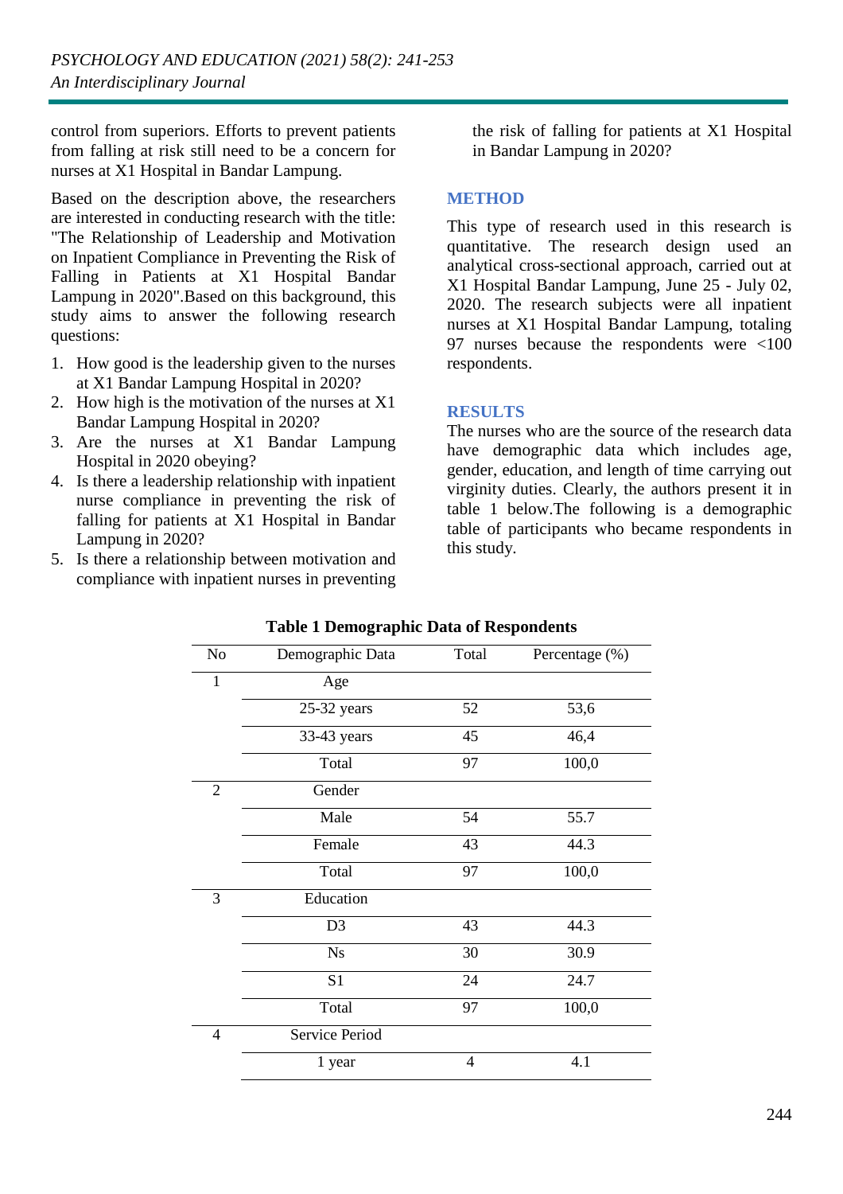control from superiors. Efforts to prevent patients from falling at risk still need to be a concern for nurses at X1 Hospital in Bandar Lampung.

Based on the description above, the researchers are interested in conducting research with the title: "The Relationship of Leadership and Motivation on Inpatient Compliance in Preventing the Risk of Falling in Patients at X1 Hospital Bandar Lampung in 2020".Based on this background, this study aims to answer the following research questions:

1. How good is the leadership given to the nurses at X1 Bandar Lampung Hospital in 2020?
2. How high is the motivation of the nurses at X1 Bandar Lampung Hospital in 2020?
3. Are the nurses at X1 Bandar Lampung Hospital in 2020 obeying?
4. Is there a leadership relationship with inpatient nurse compliance in preventing the risk of falling for patients at X1 Hospital in Bandar Lampung in 2020?
5. Is there a relationship between motivation and compliance with inpatient nurses in preventing the risk of falling for patients at X1 Hospital in Bandar Lampung in 2020?

## METHOD

This type of research used in this research is quantitative. The research design used an analytical cross-sectional approach, carried out at X1 Hospital Bandar Lampung, June 25 - July 02, 2020. The research subjects were all inpatient nurses at X1 Hospital Bandar Lampung, totaling 97 nurses because the respondents were <100 respondents.

## RESULTS

The nurses who are the source of the research data have demographic data which includes age, gender, education, and length of time carrying out virginity duties. Clearly, the authors present it in table 1 below.The following is a demographic table of participants who became respondents in this study.

**Table 1 Demographic Data of Respondents**

| No | Demographic Data | Total | Percentage (%) |
|---|---|---|---|
| 1 | Age | | |
| | 25-32 years | 52 | 53,6 |
| | 33-43 years | 45 | 46,4 |
| | Total | 97 | 100,0 |
| 2 | Gender | | |
| | Male | 54 | 55.7 |
| | Female | 43 | 44.3 |
| | Total | 97 | 100,0 |
| 3 | Education | | |
| | D3 | 43 | 44.3 |
| | Ns | 30 | 30.9 |
| | S1 | 24 | 24.7 |
| | Total | 97 | 100,0 |
| 4 | Service Period | | |
| | 1 year | 4 | 4.1 |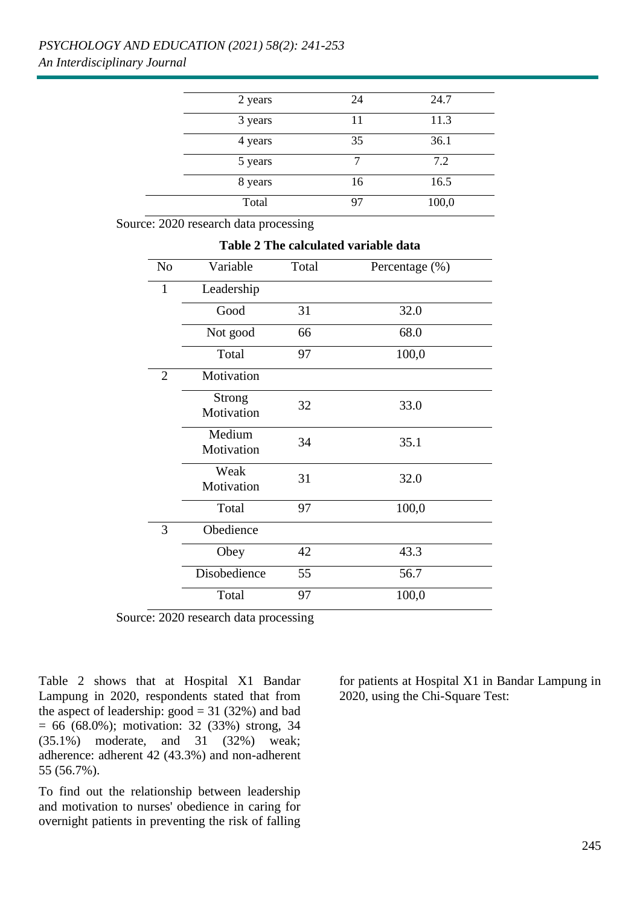| | | |
|---|---|---|
| 2 years | 24 | 24.7 |
| 3 years | 11 | 11.3 |
| 4 years | 35 | 36.1 |
| 5 years | 7 | 7.2 |
| 8 years | 16 | 16.5 |
| Total | 97 | 100,0 |

Source: 2020 research data processing

**Table 2 The calculated variable data**

| No | Variable | Total | Percentage (%) |
|---|---|---|---|
| 1 | Leadership | | |
| | Good | 31 | 32.0 |
| | Not good | 66 | 68.0 |
| | Total | 97 | 100,0 |
| 2 | Motivation | | |
| | Strong Motivation | 32 | 33.0 |
| | Medium Motivation | 34 | 35.1 |
| | Weak Motivation | 31 | 32.0 |
| | Total | 97 | 100,0 |
| 3 | Obedience | | |
| | Obey | 42 | 43.3 |
| | Disobedience | 55 | 56.7 |
| | Total | 97 | 100,0 |

Source: 2020 research data processing

Table 2 shows that at Hospital X1 Bandar Lampung in 2020, respondents stated that from the aspect of leadership: good = 31 (32%) and bad = 66 (68.0%); motivation: 32 (33%) strong, 34 (35.1%) moderate, and 31 (32%) weak; adherence: adherent 42 (43.3%) and non-adherent 55 (56.7%).

To find out the relationship between leadership and motivation to nurses' obedience in caring for overnight patients in preventing the risk of falling for patients at Hospital X1 in Bandar Lampung in 2020, using the Chi-Square Test: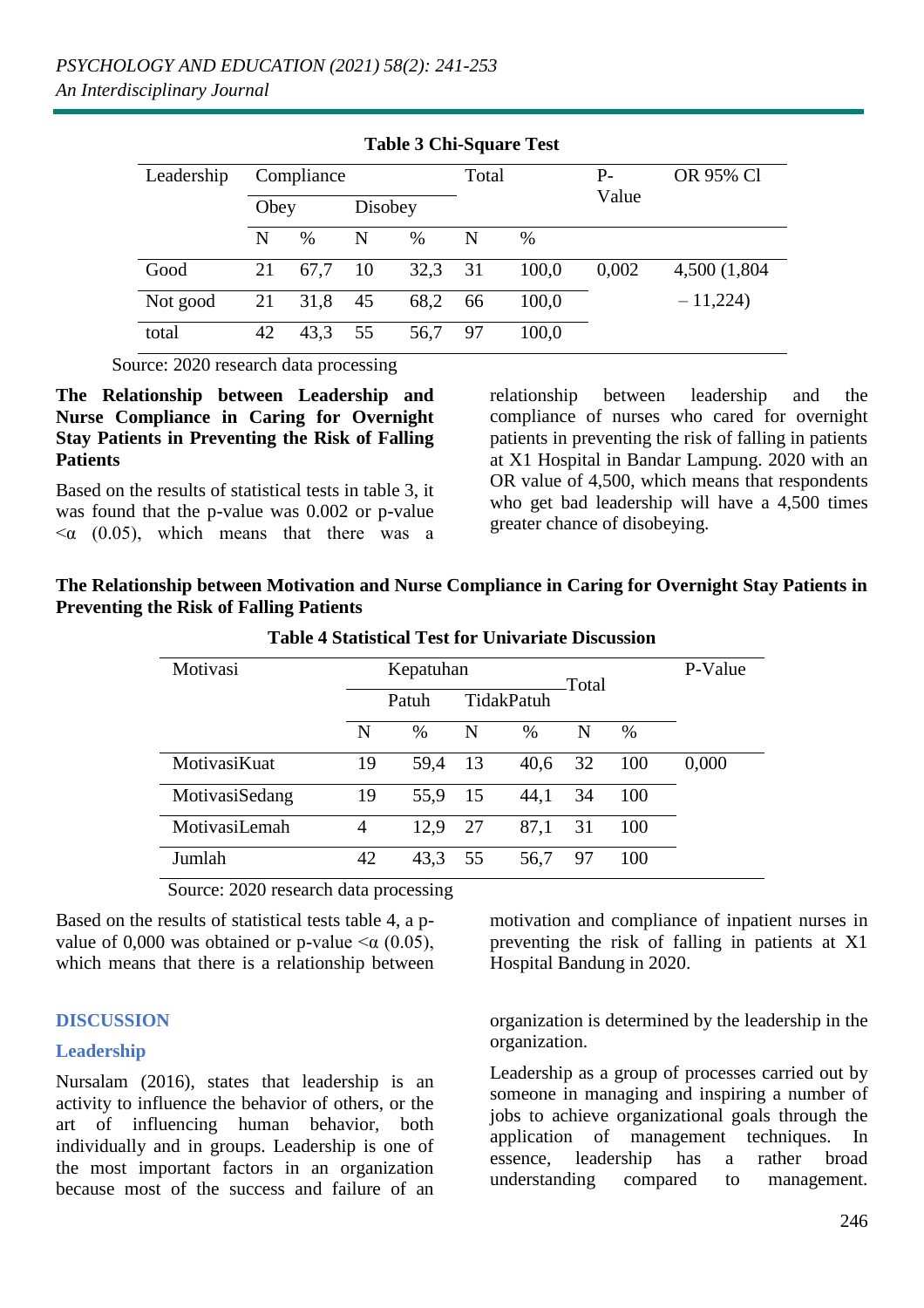**Table 3 Chi-Square Test**

| Leadership | Compliance | | | | Total | | P-Value | OR 95% Cl |
|---|---|---|---|---|---|---|---|---|
| | Obey | | Disobey | | | | | |
| | N | % | N | % | N | % | | |
| Good | 21 | 67,7 | 10 | 32,3 | 31 | 100,0 | 0,002 | 4,500 (1,804 – 11,224) |
| Not good | 21 | 31,8 | 45 | 68,2 | 66 | 100,0 | | |
| total | 42 | 43,3 | 55 | 56,7 | 97 | 100,0 | | |

Source: 2020 research data processing

**The Relationship between Leadership and Nurse Compliance in Caring for Overnight Stay Patients in Preventing the Risk of Falling Patients**

Based on the results of statistical tests in table 3, it was found that the p-value was 0.002 or p-value <α (0.05), which means that there was a relationship between leadership and the compliance of nurses who cared for overnight patients in preventing the risk of falling in patients at X1 Hospital in Bandar Lampung. 2020 with an OR value of 4,500, which means that respondents who get bad leadership will have a 4,500 times greater chance of disobeying.

**The Relationship between Motivation and Nurse Compliance in Caring for Overnight Stay Patients in Preventing the Risk of Falling Patients**

**Table 4 Statistical Test for Univariate Discussion**

| Motivasi | Kepatuhan | | | | Total | | P-Value |
|---|---|---|---|---|---|---|---|
| | Patuh | | TidakPatuh | | | | |
| | N | % | N | % | N | % | |
| MotivasiKuat | 19 | 59,4 | 13 | 40,6 | 32 | 100 | 0,000 |
| MotivasiSedang | 19 | 55,9 | 15 | 44,1 | 34 | 100 | |
| MotivasiLemah | 4 | 12,9 | 27 | 87,1 | 31 | 100 | |
| Jumlah | 42 | 43,3 | 55 | 56,7 | 97 | 100 | |

Source: 2020 research data processing

Based on the results of statistical tests table 4, a p-value of 0,000 was obtained or p-value <α (0.05), which means that there is a relationship between motivation and compliance of inpatient nurses in preventing the risk of falling in patients at X1 Hospital Bandung in 2020.

## DISCUSSION

### Leadership

Nursalam (2016), states that leadership is an activity to influence the behavior of others, or the art of influencing human behavior, both individually and in groups. Leadership is one of the most important factors in an organization because most of the success and failure of an organization is determined by the leadership in the organization.

Leadership as a group of processes carried out by someone in managing and inspiring a number of jobs to achieve organizational goals through the application of management techniques. In essence, leadership has a rather broad understanding compared to management.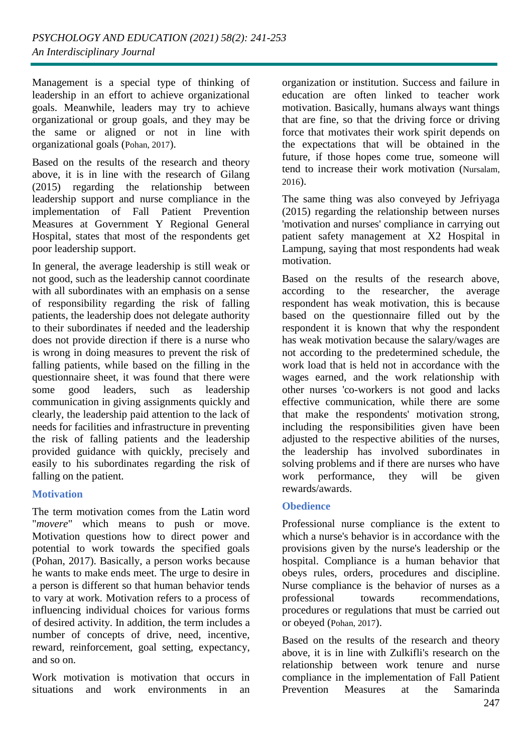Management is a special type of thinking of leadership in an effort to achieve organizational goals. Meanwhile, leaders may try to achieve organizational or group goals, and they may be the same or aligned or not in line with organizational goals (Pohan, 2017).

Based on the results of the research and theory above, it is in line with the research of Gilang (2015) regarding the relationship between leadership support and nurse compliance in the implementation of Fall Patient Prevention Measures at Government Y Regional General Hospital, states that most of the respondents get poor leadership support.

In general, the average leadership is still weak or not good, such as the leadership cannot coordinate with all subordinates with an emphasis on a sense of responsibility regarding the risk of falling patients, the leadership does not delegate authority to their subordinates if needed and the leadership does not provide direction if there is a nurse who is wrong in doing measures to prevent the risk of falling patients, while based on the filling in the questionnaire sheet, it was found that there were some good leaders, such as leadership communication in giving assignments quickly and clearly, the leadership paid attention to the lack of needs for facilities and infrastructure in preventing the risk of falling patients and the leadership provided guidance with quickly, precisely and easily to his subordinates regarding the risk of falling on the patient.

### Motivation

The term motivation comes from the Latin word "*movere*" which means to push or move. Motivation questions how to direct power and potential to work towards the specified goals (Pohan, 2017). Basically, a person works because he wants to make ends meet. The urge to desire in a person is different so that human behavior tends to vary at work. Motivation refers to a process of influencing individual choices for various forms of desired activity. In addition, the term includes a number of concepts of drive, need, incentive, reward, reinforcement, goal setting, expectancy, and so on.

Work motivation is motivation that occurs in situations and work environments in an organization or institution. Success and failure in education are often linked to teacher work motivation. Basically, humans always want things that are fine, so that the driving force or driving force that motivates their work spirit depends on the expectations that will be obtained in the future, if those hopes come true, someone will tend to increase their work motivation (Nursalam, 2016).

The same thing was also conveyed by Jefriyaga (2015) regarding the relationship between nurses 'motivation and nurses' compliance in carrying out patient safety management at X2 Hospital in Lampung, saying that most respondents had weak motivation.

Based on the results of the research above, according to the researcher, the average respondent has weak motivation, this is because based on the questionnaire filled out by the respondent it is known that why the respondent has weak motivation because the salary/wages are not according to the predetermined schedule, the work load that is held not in accordance with the wages earned, and the work relationship with other nurses 'co-workers is not good and lacks effective communication, while there are some that make the respondents' motivation strong, including the responsibilities given have been adjusted to the respective abilities of the nurses, the leadership has involved subordinates in solving problems and if there are nurses who have work performance, they will be given rewards/awards.

### Obedience

Professional nurse compliance is the extent to which a nurse's behavior is in accordance with the provisions given by the nurse's leadership or the hospital. Compliance is a human behavior that obeys rules, orders, procedures and discipline. Nurse compliance is the behavior of nurses as a professional towards recommendations, procedures or regulations that must be carried out or obeyed (Pohan, 2017).

Based on the results of the research and theory above, it is in line with Zulkifli's research on the relationship between work tenure and nurse compliance in the implementation of Fall Patient Prevention Measures at the Samarinda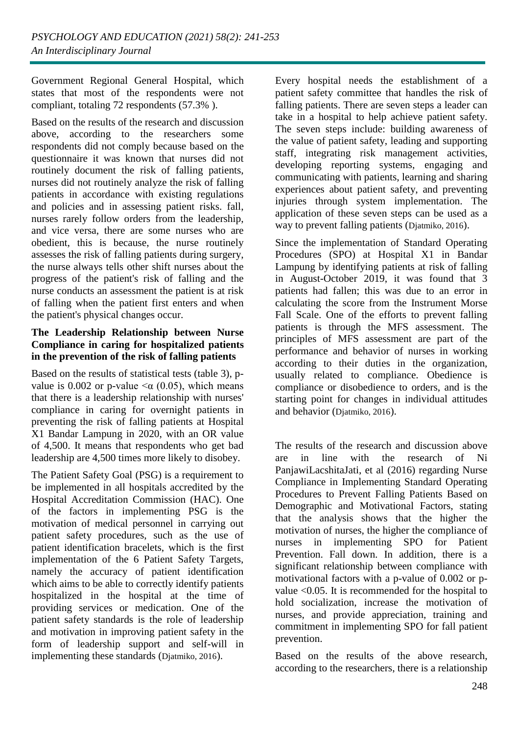Government Regional General Hospital, which states that most of the respondents were not compliant, totaling 72 respondents (57.3% ).

Based on the results of the research and discussion above, according to the researchers some respondents did not comply because based on the questionnaire it was known that nurses did not routinely document the risk of falling patients, nurses did not routinely analyze the risk of falling patients in accordance with existing regulations and policies and in assessing patient risks. fall, nurses rarely follow orders from the leadership, and vice versa, there are some nurses who are obedient, this is because, the nurse routinely assesses the risk of falling patients during surgery, the nurse always tells other shift nurses about the progress of the patient's risk of falling and the nurse conducts an assessment the patient is at risk of falling when the patient first enters and when the patient's physical changes occur.

**The Leadership Relationship between Nurse Compliance in caring for hospitalized patients in the prevention of the risk of falling patients**

Based on the results of statistical tests (table 3), p-value is 0.002 or p-value $<\alpha$ (0.05), which means that there is a leadership relationship with nurses' compliance in caring for overnight patients in preventing the risk of falling patients at Hospital X1 Bandar Lampung in 2020, with an OR value of 4,500. It means that respondents who get bad leadership are 4,500 times more likely to disobey.

The Patient Safety Goal (PSG) is a requirement to be implemented in all hospitals accredited by the Hospital Accreditation Commission (HAC). One of the factors in implementing PSG is the motivation of medical personnel in carrying out patient safety procedures, such as the use of patient identification bracelets, which is the first implementation of the 6 Patient Safety Targets, namely the accuracy of patient identification which aims to be able to correctly identify patients hospitalized in the hospital at the time of providing services or medication. One of the patient safety standards is the role of leadership and motivation in improving patient safety in the form of leadership support and self-will in implementing these standards (Djatmiko, 2016).

Every hospital needs the establishment of a patient safety committee that handles the risk of falling patients. There are seven steps a leader can take in a hospital to help achieve patient safety. The seven steps include: building awareness of the value of patient safety, leading and supporting staff, integrating risk management activities, developing reporting systems, engaging and communicating with patients, learning and sharing experiences about patient safety, and preventing injuries through system implementation. The application of these seven steps can be used as a way to prevent falling patients (Djatmiko, 2016).

Since the implementation of Standard Operating Procedures (SPO) at Hospital X1 in Bandar Lampung by identifying patients at risk of falling in August-October 2019, it was found that 3 patients had fallen; this was due to an error in calculating the score from the Instrument Morse Fall Scale. One of the efforts to prevent falling patients is through the MFS assessment. The principles of MFS assessment are part of the performance and behavior of nurses in working according to their duties in the organization, usually related to compliance. Obedience is compliance or disobedience to orders, and is the starting point for changes in individual attitudes and behavior (Djatmiko, 2016).

The results of the research and discussion above are in line with the research of Ni PanjawiLacshitaJati, et al (2016) regarding Nurse Compliance in Implementing Standard Operating Procedures to Prevent Falling Patients Based on Demographic and Motivational Factors, stating that the analysis shows that the higher the motivation of nurses, the higher the compliance of nurses in implementing SPO for Patient Prevention. Fall down. In addition, there is a significant relationship between compliance with motivational factors with a p-value of 0.002 or p-value <0.05. It is recommended for the hospital to hold socialization, increase the motivation of nurses, and provide appreciation, training and commitment in implementing SPO for fall patient prevention.

Based on the results of the above research, according to the researchers, there is a relationship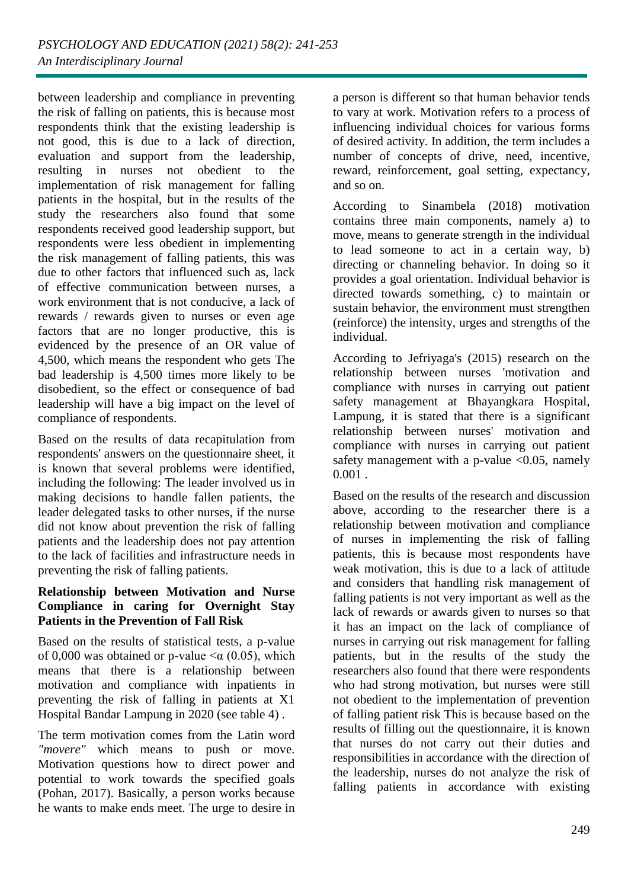between leadership and compliance in preventing the risk of falling on patients, this is because most respondents think that the existing leadership is not good, this is due to a lack of direction, evaluation and support from the leadership, resulting in nurses not obedient to the implementation of risk management for falling patients in the hospital, but in the results of the study the researchers also found that some respondents received good leadership support, but respondents were less obedient in implementing the risk management of falling patients, this was due to other factors that influenced such as, lack of effective communication between nurses, a work environment that is not conducive, a lack of rewards / rewards given to nurses or even age factors that are no longer productive, this is evidenced by the presence of an OR value of 4,500, which means the respondent who gets The bad leadership is 4,500 times more likely to be disobedient, so the effect or consequence of bad leadership will have a big impact on the level of compliance of respondents.

Based on the results of data recapitulation from respondents' answers on the questionnaire sheet, it is known that several problems were identified, including the following: The leader involved us in making decisions to handle fallen patients, the leader delegated tasks to other nurses, if the nurse did not know about prevention the risk of falling patients and the leadership does not pay attention to the lack of facilities and infrastructure needs in preventing the risk of falling patients.

**Relationship between Motivation and Nurse Compliance in caring for Overnight Stay Patients in the Prevention of Fall Risk**

Based on the results of statistical tests, a p-value of 0,000 was obtained or p-value $<\alpha$ (0.05), which means that there is a relationship between motivation and compliance with inpatients in preventing the risk of falling in patients at X1 Hospital Bandar Lampung in 2020 (see table 4) .

The term motivation comes from the Latin word *"movere"* which means to push or move. Motivation questions how to direct power and potential to work towards the specified goals (Pohan, 2017). Basically, a person works because he wants to make ends meet. The urge to desire in a person is different so that human behavior tends to vary at work. Motivation refers to a process of influencing individual choices for various forms of desired activity. In addition, the term includes a number of concepts of drive, need, incentive, reward, reinforcement, goal setting, expectancy, and so on.

According to Sinambela (2018) motivation contains three main components, namely a) to move, means to generate strength in the individual to lead someone to act in a certain way, b) directing or channeling behavior. In doing so it provides a goal orientation. Individual behavior is directed towards something, c) to maintain or sustain behavior, the environment must strengthen (reinforce) the intensity, urges and strengths of the individual.

According to Jefriyaga's (2015) research on the relationship between nurses 'motivation and compliance with nurses in carrying out patient safety management at Bhayangkara Hospital, Lampung, it is stated that there is a significant relationship between nurses' motivation and compliance with nurses in carrying out patient safety management with a p-value <0.05, namely 0.001 .

Based on the results of the research and discussion above, according to the researcher there is a relationship between motivation and compliance of nurses in implementing the risk of falling patients, this is because most respondents have weak motivation, this is due to a lack of attitude and considers that handling risk management of falling patients is not very important as well as the lack of rewards or awards given to nurses so that it has an impact on the lack of compliance of nurses in carrying out risk management for falling patients, but in the results of the study the researchers also found that there were respondents who had strong motivation, but nurses were still not obedient to the implementation of prevention of falling patient risk This is because based on the results of filling out the questionnaire, it is known that nurses do not carry out their duties and responsibilities in accordance with the direction of the leadership, nurses do not analyze the risk of falling patients in accordance with existing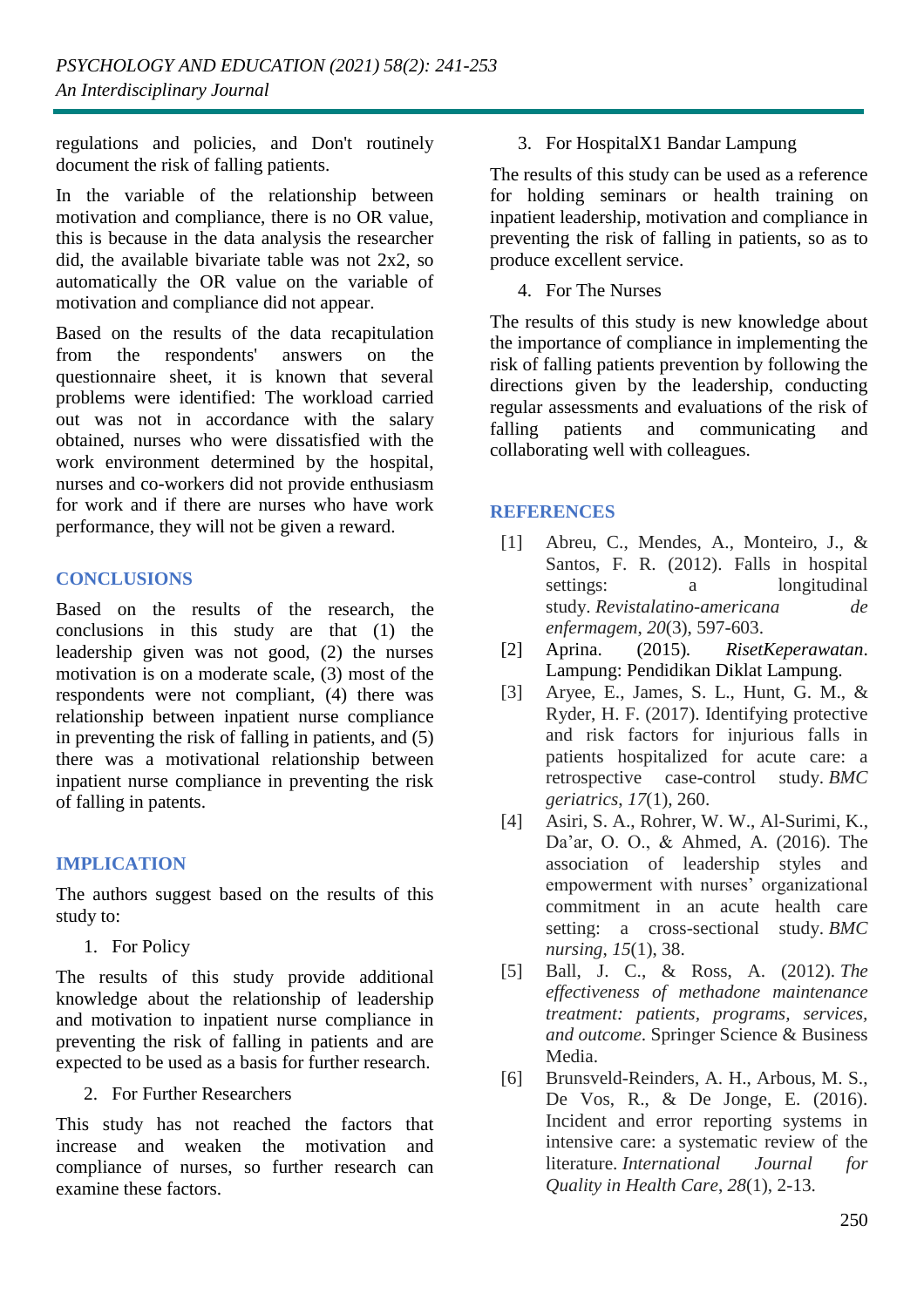regulations and policies, and Don't routinely document the risk of falling patients.

In the variable of the relationship between motivation and compliance, there is no OR value, this is because in the data analysis the researcher did, the available bivariate table was not 2x2, so automatically the OR value on the variable of motivation and compliance did not appear.

Based on the results of the data recapitulation from the respondents' answers on the questionnaire sheet, it is known that several problems were identified: The workload carried out was not in accordance with the salary obtained, nurses who were dissatisfied with the work environment determined by the hospital, nurses and co-workers did not provide enthusiasm for work and if there are nurses who have work performance, they will not be given a reward.

## CONCLUSIONS

Based on the results of the research, the conclusions in this study are that (1) the leadership given was not good, (2) the nurses motivation is on a moderate scale, (3) most of the respondents were not compliant, (4) there was relationship between inpatient nurse compliance in preventing the risk of falling in patients, and (5) there was a motivational relationship between inpatient nurse compliance in preventing the risk of falling in patents.

## IMPLICATION

The authors suggest based on the results of this study to:

1. For Policy

The results of this study provide additional knowledge about the relationship of leadership and motivation to inpatient nurse compliance in preventing the risk of falling in patients and are expected to be used as a basis for further research.

2. For Further Researchers

This study has not reached the factors that increase and weaken the motivation and compliance of nurses, so further research can examine these factors.

3. For HospitalX1 Bandar Lampung

The results of this study can be used as a reference for holding seminars or health training on inpatient leadership, motivation and compliance in preventing the risk of falling in patients, so as to produce excellent service.

4. For The Nurses

The results of this study is new knowledge about the importance of compliance in implementing the risk of falling patients prevention by following the directions given by the leadership, conducting regular assessments and evaluations of the risk of falling patients and communicating and collaborating well with colleagues.

## REFERENCES

[1] Abreu, C., Mendes, A., Monteiro, J., & Santos, F. R. (2012). Falls in hospital settings: a longitudinal study. *Revistalatino-americana de enfermagem*, *20*(3), 597-603.

[2] Aprina. (2015). *RisetKeperawatan*. Lampung: Pendidikan Diklat Lampung.

[3] Aryee, E., James, S. L., Hunt, G. M., & Ryder, H. F. (2017). Identifying protective and risk factors for injurious falls in patients hospitalized for acute care: a retrospective case-control study. *BMC geriatrics*, *17*(1), 260.

[4] Asiri, S. A., Rohrer, W. W., Al-Surimi, K., Da'ar, O. O., & Ahmed, A. (2016). The association of leadership styles and empowerment with nurses' organizational commitment in an acute health care setting: a cross-sectional study. *BMC nursing*, *15*(1), 38.

[5] Ball, J. C., & Ross, A. (2012). *The effectiveness of methadone maintenance treatment: patients, programs, services, and outcome*. Springer Science & Business Media.

[6] Brunsveld-Reinders, A. H., Arbous, M. S., De Vos, R., & De Jonge, E. (2016). Incident and error reporting systems in intensive care: a systematic review of the literature. *International Journal for Quality in Health Care*, *28*(1), 2-13.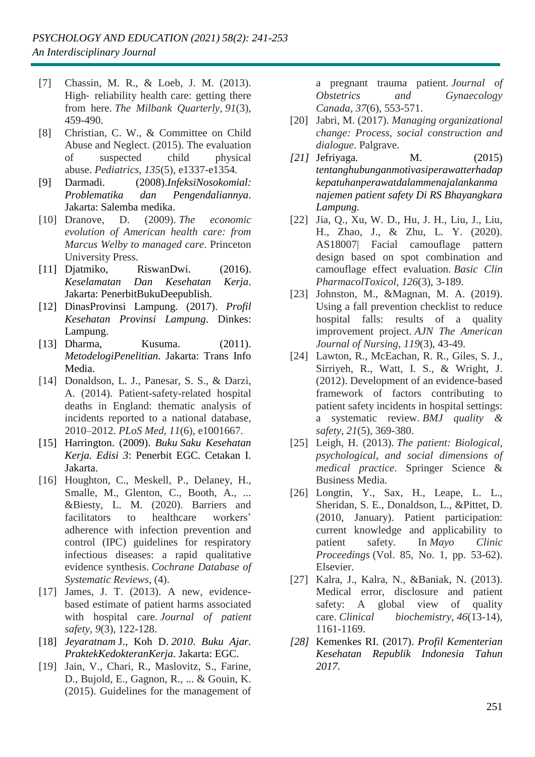[7] Chassin, M. R., & Loeb, J. M. (2013). High‐ reliability health care: getting there from here. *The Milbank Quarterly*, *91*(3), 459-490.

[8] Christian, C. W., & Committee on Child Abuse and Neglect. (2015). The evaluation of suspected child physical abuse. *Pediatrics*, *135*(5), e1337-e1354.

[9] Darmadi. (2008).*InfeksiNosokomial: Problematika dan Pengendaliannya*. Jakarta: Salemba medika.

[10] Dranove, D. (2009). *The economic evolution of American health care: from Marcus Welby to managed care*. Princeton University Press.

[11] Djatmiko, RiswanDwi. (2016). *Keselamatan Dan Kesehatan Kerja*. Jakarta: PenerbitBukuDeepublish.

[12] DinasProvinsi Lampung. (2017). *Profil Kesehatan Provinsi Lampung*. Dinkes: Lampung.

[13] Dharma, Kusuma. (2011). *MetodelogiPenelitian*. Jakarta: Trans Info Media.

[14] Donaldson, L. J., Panesar, S. S., & Darzi, A. (2014). Patient-safety-related hospital deaths in England: thematic analysis of incidents reported to a national database, 2010–2012. *PLoS Med*, *11*(6), e1001667.

[15] Harrington. (2009). *Buku Saku Kesehatan Kerja. Edisi 3*: Penerbit EGC. Cetakan I. Jakarta.

[16] Houghton, C., Meskell, P., Delaney, H., Smalle, M., Glenton, C., Booth, A., ... &Biesty, L. M. (2020). Barriers and facilitators to healthcare workers' adherence with infection prevention and control (IPC) guidelines for respiratory infectious diseases: a rapid qualitative evidence synthesis. *Cochrane Database of Systematic Reviews*, (4).

[17] James, J. T. (2013). A new, evidence-based estimate of patient harms associated with hospital care. *Journal of patient safety*, *9*(3), 122-128.

[18] *Jeyaratnam* J., Koh D. *2010*. *Buku Ajar. PraktekKedokteranKerja*. Jakarta: EGC.

[19] Jain, V., Chari, R., Maslovitz, S., Farine, D., Bujold, E., Gagnon, R., ... & Gouin, K. (2015). Guidelines for the management of a pregnant trauma patient. *Journal of Obstetrics and Gynaecology Canada*, *37*(6), 553-571.

[20] Jabri, M. (2017). *Managing organizational change: Process, social construction and dialogue*. Palgrave.

*[21]* Jefriyaga. M. (2015) *tentanghubunganmotivasiperawatterhadap kepatuhanperawatdalammenajalankanma najemen patient safety Di RS Bhayangkara Lampung.*

[22] Jia, Q., Xu, W. D., Hu, J. H., Liu, J., Liu, H., Zhao, J., & Zhu, L. Y. (2020). AS18007| Facial camouflage pattern design based on spot combination and camouflage effect evaluation. *Basic Clin PharmacolToxicol*, *126*(3), 3-189.

[23] Johnston, M., &Magnan, M. A. (2019). Using a fall prevention checklist to reduce hospital falls: results of a quality improvement project. *AJN The American Journal of Nursing*, *119*(3), 43-49.

[24] Lawton, R., McEachan, R. R., Giles, S. J., Sirriyeh, R., Watt, I. S., & Wright, J. (2012). Development of an evidence-based framework of factors contributing to patient safety incidents in hospital settings: a systematic review. *BMJ quality & safety*, *21*(5), 369-380.

[25] Leigh, H. (2013). *The patient: Biological, psychological, and social dimensions of medical practice*. Springer Science & Business Media.

[26] Longtin, Y., Sax, H., Leape, L. L., Sheridan, S. E., Donaldson, L., &Pittet, D. (2010, January). Patient participation: current knowledge and applicability to patient safety. In *Mayo Clinic Proceedings* (Vol. 85, No. 1, pp. 53-62). Elsevier.

[27] Kalra, J., Kalra, N., &Baniak, N. (2013). Medical error, disclosure and patient safety: A global view of quality care. *Clinical biochemistry*, *46*(13-14), 1161-1169.

*[28]* Kemenkes RI. (2017). *Profil Kementerian Kesehatan Republik Indonesia Tahun 2017.*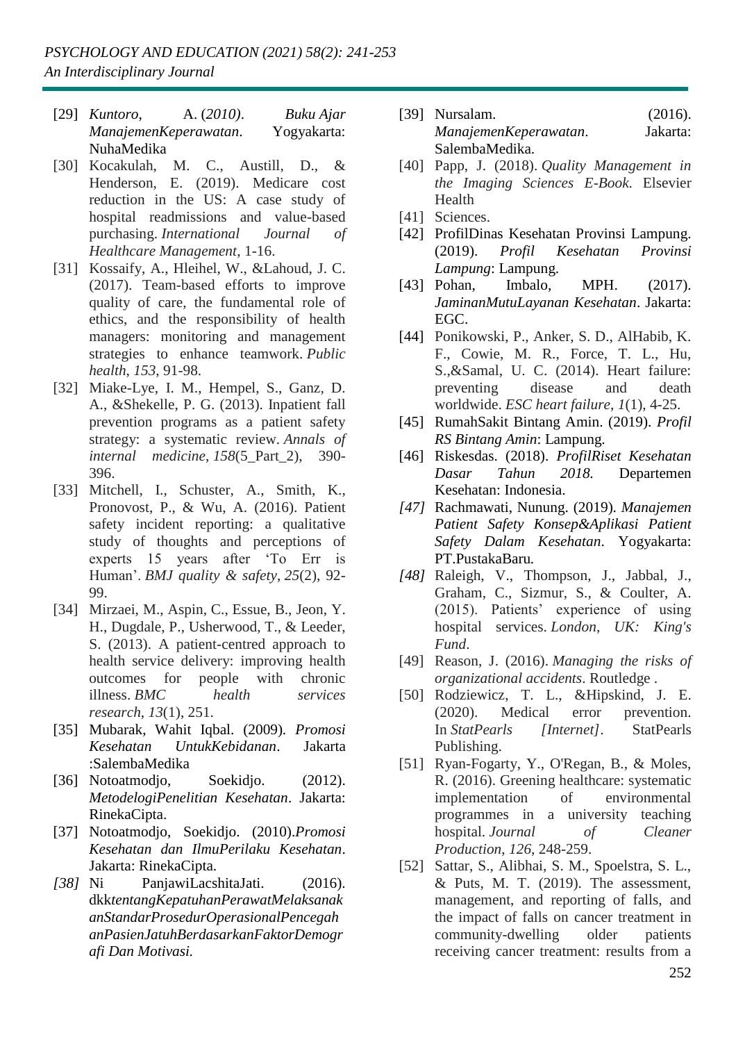[29] *Kuntoro*, A. (*2010)*. *Buku Ajar ManajemenKeperawatan*. Yogyakarta: NuhaMedika

[30] Kocakulah, M. C., Austill, D., & Henderson, E. (2019). Medicare cost reduction in the US: A case study of hospital readmissions and value-based purchasing. *International Journal of Healthcare Management*, 1-16.

[31] Kossaify, A., Hleihel, W., &Lahoud, J. C. (2017). Team-based efforts to improve quality of care, the fundamental role of ethics, and the responsibility of health managers: monitoring and management strategies to enhance teamwork. *Public health*, *153*, 91-98.

[32] Miake-Lye, I. M., Hempel, S., Ganz, D. A., &Shekelle, P. G. (2013). Inpatient fall prevention programs as a patient safety strategy: a systematic review. *Annals of internal medicine*, *158*(5_Part_2), 390-396.

[33] Mitchell, I., Schuster, A., Smith, K., Pronovost, P., & Wu, A. (2016). Patient safety incident reporting: a qualitative study of thoughts and perceptions of experts 15 years after 'To Err is Human'. *BMJ quality & safety*, *25*(2), 92-99.

[34] Mirzaei, M., Aspin, C., Essue, B., Jeon, Y. H., Dugdale, P., Usherwood, T., & Leeder, S. (2013). A patient-centred approach to health service delivery: improving health outcomes for people with chronic illness. *BMC health services research*, *13*(1), 251.

[35] Mubarak, Wahit Iqbal. (2009). *Promosi Kesehatan UntukKebidanan*. Jakarta :SalembaMedika

[36] Notoatmodjo, Soekidjo. (2012). *MetodelogiPenelitian Kesehatan*. Jakarta: RinekaCipta.

[37] Notoatmodjo, Soekidjo. (2010).*Promosi Kesehatan dan IlmuPerilaku Kesehatan*. Jakarta: RinekaCipta.

*[38]* Ni PanjawiLacshitaJati. (2016). dkk*tentangKepatuhanPerawatMelaksanakanStandarProsedurOperasionalPencegahanPasienJatuhBerdasarkanFaktorDemografi Dan Motivasi.*

[39] Nursalam. (2016). *ManajemenKeperawatan*. Jakarta: SalembaMedika.

[40] Papp, J. (2018). *Quality Management in the Imaging Sciences E-Book*. Elsevier Health

[41] Sciences.

[42] ProfilDinas Kesehatan Provinsi Lampung. (2019). *Profil Kesehatan Provinsi Lampung*: Lampung.

[43] Pohan, Imbalo, MPH. (2017). *JaminanMutuLayanan Kesehatan*. Jakarta: EGC.

[44] Ponikowski, P., Anker, S. D., AlHabib, K. F., Cowie, M. R., Force, T. L., Hu, S.,&Samal, U. C. (2014). Heart failure: preventing disease and death worldwide. *ESC heart failure*, *1*(1), 4-25.

[45] RumahSakit Bintang Amin. (2019). *Profil RS Bintang Amin*: Lampung.

[46] Riskesdas. (2018). *ProfilRiset Kesehatan Dasar Tahun 2018.* Departemen Kesehatan: Indonesia.

*[47]* Rachmawati, Nunung. (2019). *Manajemen Patient Safety Konsep&Aplikasi Patient Safety Dalam Kesehatan*. Yogyakarta: PT.PustakaBaru.

*[48]* Raleigh, V., Thompson, J., Jabbal, J., Graham, C., Sizmur, S., & Coulter, A. (2015). Patients' experience of using hospital services. *London, UK: King's Fund*.

[49] Reason, J. (2016). *Managing the risks of organizational accidents*. Routledge .

[50] Rodziewicz, T. L., &Hipskind, J. E. (2020). Medical error prevention. In *StatPearls [Internet]*. StatPearls Publishing.

[51] Ryan-Fogarty, Y., O'Regan, B., & Moles, R. (2016). Greening healthcare: systematic implementation of environmental programmes in a university teaching hospital. *Journal of Cleaner Production*, *126*, 248-259.

[52] Sattar, S., Alibhai, S. M., Spoelstra, S. L., & Puts, M. T. (2019). The assessment, management, and reporting of falls, and the impact of falls on cancer treatment in community-dwelling older patients receiving cancer treatment: results from a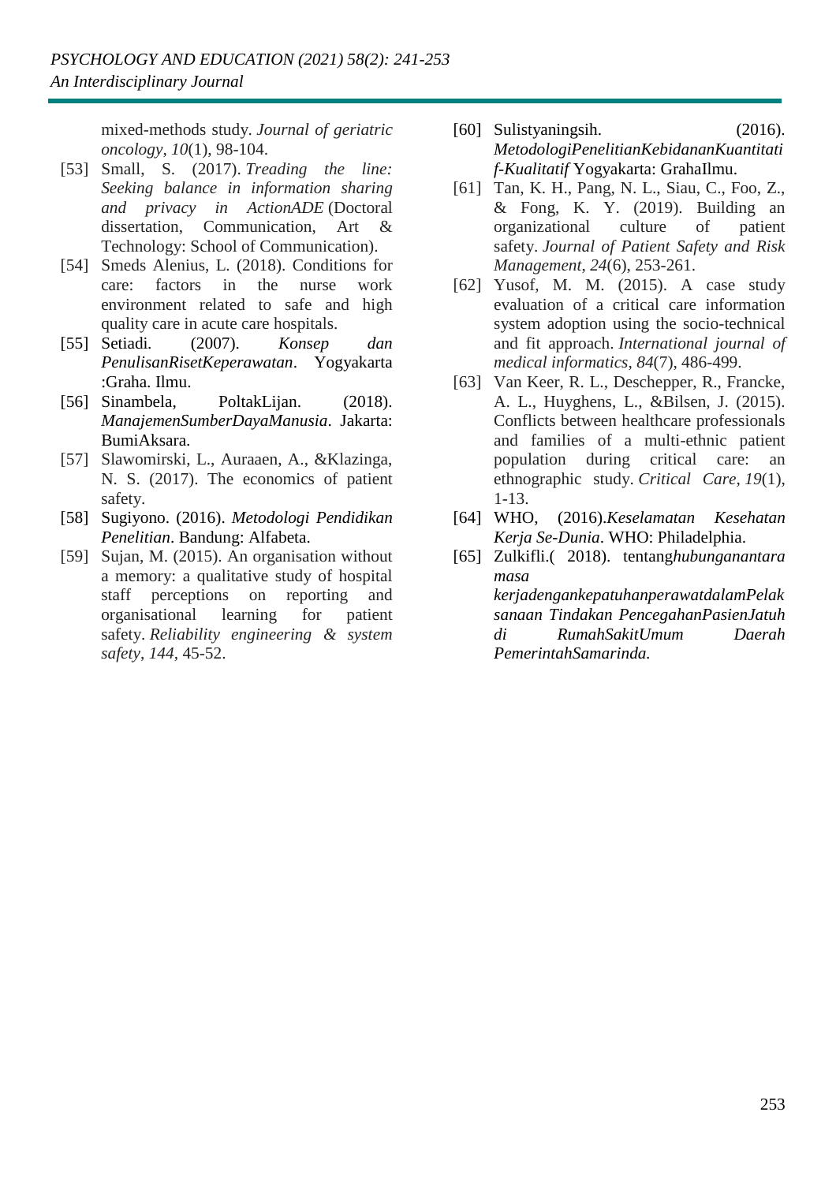mixed-methods study. *Journal of geriatric oncology*, *10*(1), 98-104.

[53] Small, S. (2017). *Treading the line: Seeking balance in information sharing and privacy in ActionADE* (Doctoral dissertation, Communication, Art & Technology: School of Communication).

[54] Smeds Alenius, L. (2018). Conditions for care: factors in the nurse work environment related to safe and high quality care in acute care hospitals.

[55] Setiadi. (2007). *Konsep dan PenulisanRisetKeperawatan*. Yogyakarta :Graha. Ilmu.

[56] Sinambela, PoltakLijan. (2018). *ManajemenSumberDayaManusia*. Jakarta: BumiAksara.

[57] Slawomirski, L., Auraaen, A., &Klazinga, N. S. (2017). The economics of patient safety.

[58] Sugiyono. (2016). *Metodologi Pendidikan Penelitian*. Bandung: Alfabeta.

[59] Sujan, M. (2015). An organisation without a memory: a qualitative study of hospital staff perceptions on reporting and organisational learning for patient safety. *Reliability engineering & system safety*, *144*, 45-52.

[60] Sulistyaningsih. (2016). *MetodologiPenelitianKebidananKuantitatif-Kualitatif* Yogyakarta: GrahaIlmu.

[61] Tan, K. H., Pang, N. L., Siau, C., Foo, Z., & Fong, K. Y. (2019). Building an organizational culture of patient safety. *Journal of Patient Safety and Risk Management*, *24*(6), 253-261.

[62] Yusof, M. M. (2015). A case study evaluation of a critical care information system adoption using the socio-technical and fit approach. *International journal of medical informatics*, *84*(7), 486-499.

[63] Van Keer, R. L., Deschepper, R., Francke, A. L., Huyghens, L., &Bilsen, J. (2015). Conflicts between healthcare professionals and families of a multi-ethnic patient population during critical care: an ethnographic study. *Critical Care*, *19*(1), 1-13.

[64] WHO, (2016).*Keselamatan Kesehatan Kerja Se-Dunia*. WHO: Philadelphia.

[65] Zulkifli.( 2018). tentang*hubunganantara masa kerjadengankepatuhanperawatdalamPelaksanaan Tindakan PencegahanPasienJatuh di RumahSakitUmum Daerah PemerintahSamarinda.*